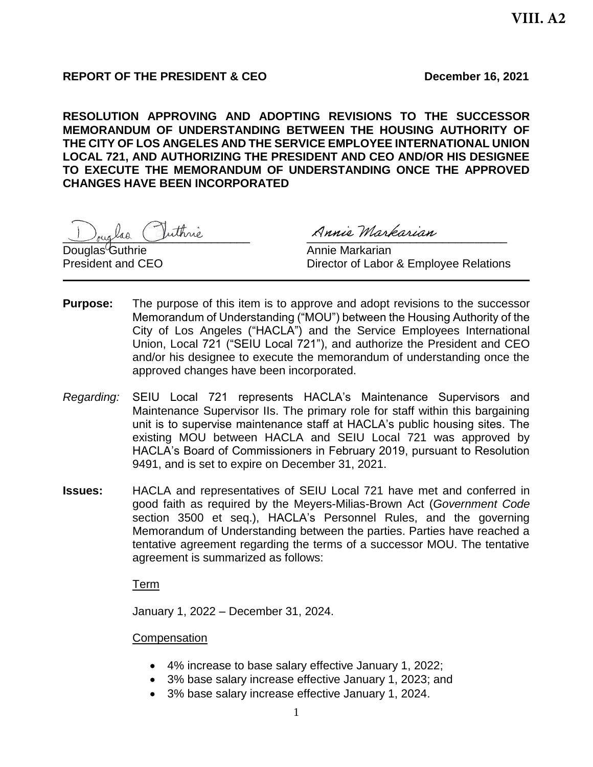VIII. A2

**REPORT OF THE PRESIDENT & CEO** **December 16, 2021**

**RESOLUTION APPROVING AND ADOPTING REVISIONS TO THE SUCCESSOR MEMORANDUM OF UNDERSTANDING BETWEEN THE HOUSING AUTHORITY OF THE CITY OF LOS ANGELES AND THE SERVICE EMPLOYEE INTERNATIONAL UNION LOCAL 721, AND AUTHORIZING THE PRESIDENT AND CEO AND/OR HIS DESIGNEE TO EXECUTE THE MEMORANDUM OF UNDERSTANDING ONCE THE APPROVED CHANGES HAVE BEEN INCORPORATED**

Douglas Guthrie
President and CEO

Annie Markarian
Director of Labor & Employee Relations

---

**Purpose:** The purpose of this item is to approve and adopt revisions to the successor Memorandum of Understanding ("MOU") between the Housing Authority of the City of Los Angeles ("HACLA") and the Service Employees International Union, Local 721 ("SEIU Local 721"), and authorize the President and CEO and/or his designee to execute the memorandum of understanding once the approved changes have been incorporated.

*Regarding:* SEIU Local 721 represents HACLA's Maintenance Supervisors and Maintenance Supervisor IIs. The primary role for staff within this bargaining unit is to supervise maintenance staff at HACLA's public housing sites. The existing MOU between HACLA and SEIU Local 721 was approved by HACLA's Board of Commissioners in February 2019, pursuant to Resolution 9491, and is set to expire on December 31, 2021.

**Issues:** HACLA and representatives of SEIU Local 721 have met and conferred in good faith as required by the Meyers-Milias-Brown Act (*Government Code* section 3500 et seq.), HACLA's Personnel Rules, and the governing Memorandum of Understanding between the parties. Parties have reached a tentative agreement regarding the terms of a successor MOU. The tentative agreement is summarized as follows:

Term

January 1, 2022 – December 31, 2024.

Compensation

- 4% increase to base salary effective January 1, 2022;
- 3% base salary increase effective January 1, 2023; and
- 3% base salary increase effective January 1, 2024.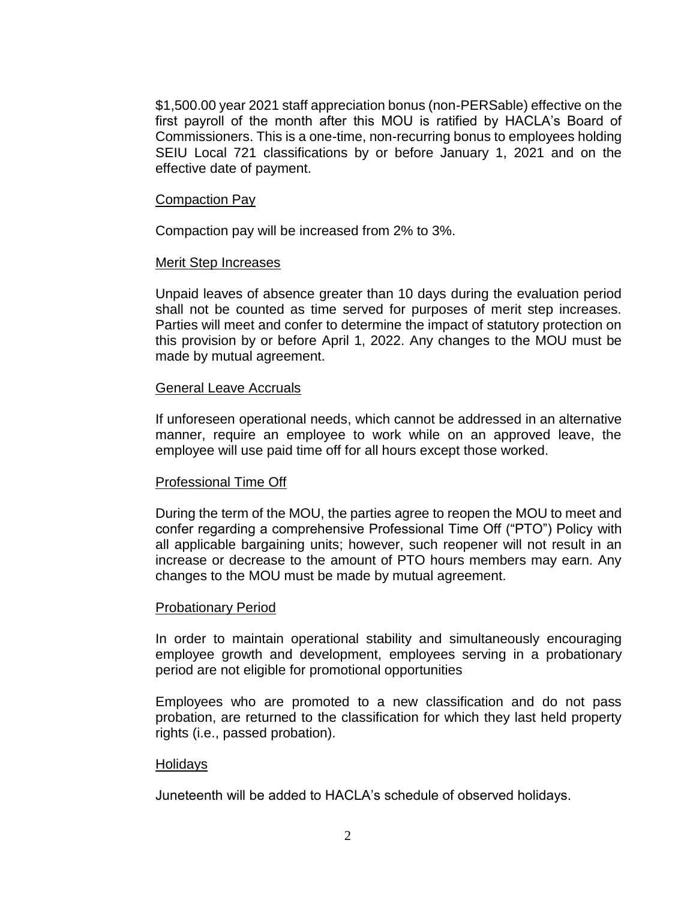$1,500.00 year 2021 staff appreciation bonus (non-PERSable) effective on the first payroll of the month after this MOU is ratified by HACLA's Board of Commissioners. This is a one-time, non-recurring bonus to employees holding SEIU Local 721 classifications by or before January 1, 2021 and on the effective date of payment.

<u>Compaction Pay</u>

Compaction pay will be increased from 2% to 3%.

<u>Merit Step Increases</u>

Unpaid leaves of absence greater than 10 days during the evaluation period shall not be counted as time served for purposes of merit step increases. Parties will meet and confer to determine the impact of statutory protection on this provision by or before April 1, 2022. Any changes to the MOU must be made by mutual agreement.

<u>General Leave Accruals</u>

If unforeseen operational needs, which cannot be addressed in an alternative manner, require an employee to work while on an approved leave, the employee will use paid time off for all hours except those worked.

<u>Professional Time Off</u>

During the term of the MOU, the parties agree to reopen the MOU to meet and confer regarding a comprehensive Professional Time Off ("PTO") Policy with all applicable bargaining units; however, such reopener will not result in an increase or decrease to the amount of PTO hours members may earn. Any changes to the MOU must be made by mutual agreement.

<u>Probationary Period</u>

In order to maintain operational stability and simultaneously encouraging employee growth and development, employees serving in a probationary period are not eligible for promotional opportunities

Employees who are promoted to a new classification and do not pass probation, are returned to the classification for which they last held property rights (i.e., passed probation).

<u>Holidays</u>

Juneteenth will be added to HACLA's schedule of observed holidays.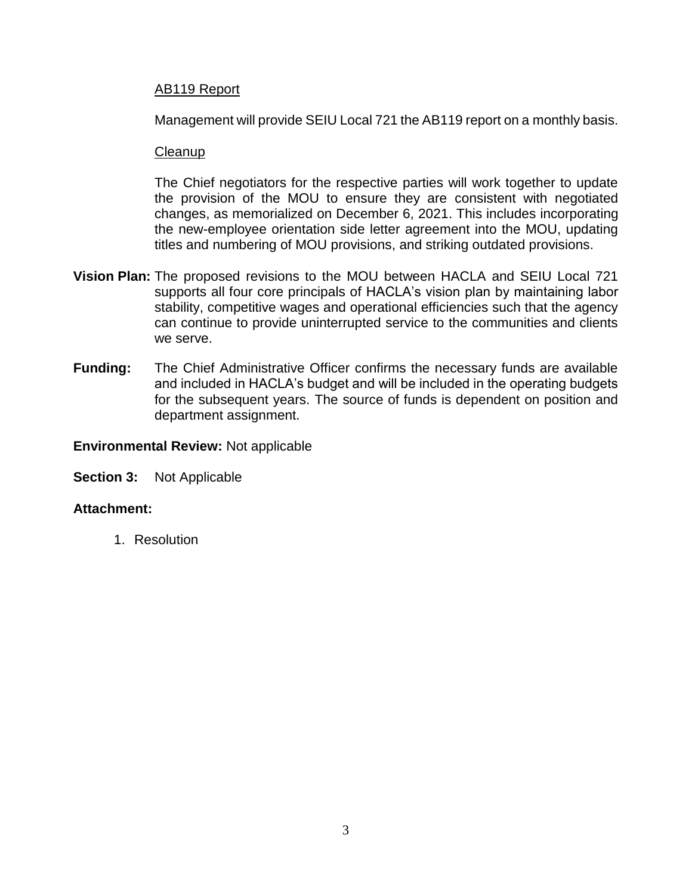AB119 Report

Management will provide SEIU Local 721 the AB119 report on a monthly basis.

Cleanup

The Chief negotiators for the respective parties will work together to update the provision of the MOU to ensure they are consistent with negotiated changes, as memorialized on December 6, 2021. This includes incorporating the new-employee orientation side letter agreement into the MOU, updating titles and numbering of MOU provisions, and striking outdated provisions.

**Vision Plan:** The proposed revisions to the MOU between HACLA and SEIU Local 721 supports all four core principals of HACLA's vision plan by maintaining labor stability, competitive wages and operational efficiencies such that the agency can continue to provide uninterrupted service to the communities and clients we serve.

**Funding:** The Chief Administrative Officer confirms the necessary funds are available and included in HACLA's budget and will be included in the operating budgets for the subsequent years. The source of funds is dependent on position and department assignment.

**Environmental Review:** Not applicable

**Section 3:** Not Applicable

**Attachment:**

1. Resolution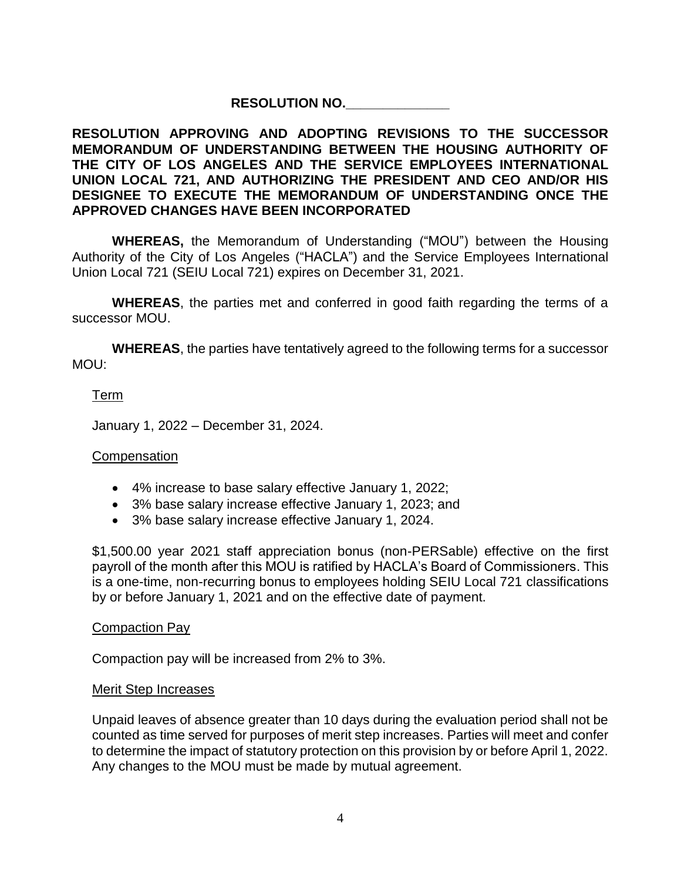**RESOLUTION NO.______________**

**RESOLUTION APPROVING AND ADOPTING REVISIONS TO THE SUCCESSOR MEMORANDUM OF UNDERSTANDING BETWEEN THE HOUSING AUTHORITY OF THE CITY OF LOS ANGELES AND THE SERVICE EMPLOYEES INTERNATIONAL UNION LOCAL 721, AND AUTHORIZING THE PRESIDENT AND CEO AND/OR HIS DESIGNEE TO EXECUTE THE MEMORANDUM OF UNDERSTANDING ONCE THE APPROVED CHANGES HAVE BEEN INCORPORATED**

**WHEREAS,** the Memorandum of Understanding ("MOU") between the Housing Authority of the City of Los Angeles ("HACLA") and the Service Employees International Union Local 721 (SEIU Local 721) expires on December 31, 2021.

**WHEREAS**, the parties met and conferred in good faith regarding the terms of a successor MOU.

**WHEREAS**, the parties have tentatively agreed to the following terms for a successor MOU:

<u>Term</u>

January 1, 2022 – December 31, 2024.

<u>Compensation</u>

- 4% increase to base salary effective January 1, 2022;
- 3% base salary increase effective January 1, 2023; and
- 3% base salary increase effective January 1, 2024.

$1,500.00 year 2021 staff appreciation bonus (non-PERSable) effective on the first payroll of the month after this MOU is ratified by HACLA's Board of Commissioners. This is a one-time, non-recurring bonus to employees holding SEIU Local 721 classifications by or before January 1, 2021 and on the effective date of payment.

<u>Compaction Pay</u>

Compaction pay will be increased from 2% to 3%.

<u>Merit Step Increases</u>

Unpaid leaves of absence greater than 10 days during the evaluation period shall not be counted as time served for purposes of merit step increases. Parties will meet and confer to determine the impact of statutory protection on this provision by or before April 1, 2022. Any changes to the MOU must be made by mutual agreement.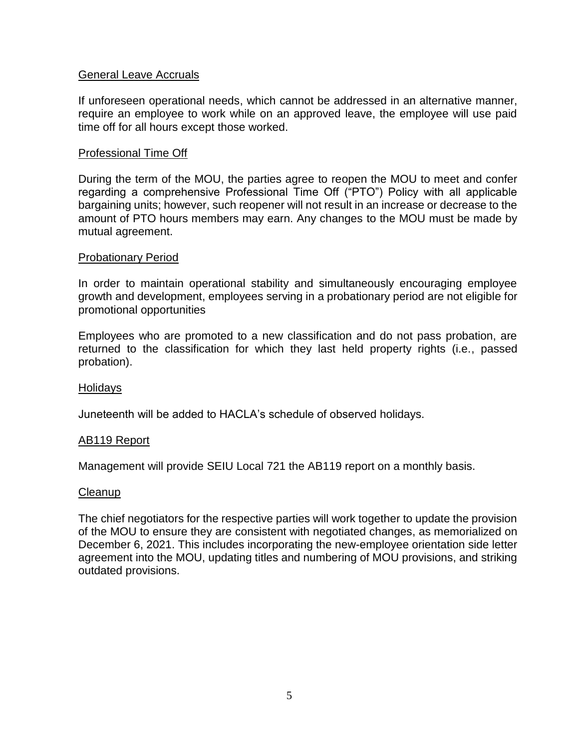<u>General Leave Accruals</u>

If unforeseen operational needs, which cannot be addressed in an alternative manner, require an employee to work while on an approved leave, the employee will use paid time off for all hours except those worked.

<u>Professional Time Off</u>

During the term of the MOU, the parties agree to reopen the MOU to meet and confer regarding a comprehensive Professional Time Off ("PTO") Policy with all applicable bargaining units; however, such reopener will not result in an increase or decrease to the amount of PTO hours members may earn. Any changes to the MOU must be made by mutual agreement.

<u>Probationary Period</u>

In order to maintain operational stability and simultaneously encouraging employee growth and development, employees serving in a probationary period are not eligible for promotional opportunities

Employees who are promoted to a new classification and do not pass probation, are returned to the classification for which they last held property rights (i.e., passed probation).

<u>Holidays</u>

Juneteenth will be added to HACLA's schedule of observed holidays.

<u>AB119 Report</u>

Management will provide SEIU Local 721 the AB119 report on a monthly basis.

<u>Cleanup</u>

The chief negotiators for the respective parties will work together to update the provision of the MOU to ensure they are consistent with negotiated changes, as memorialized on December 6, 2021. This includes incorporating the new-employee orientation side letter agreement into the MOU, updating titles and numbering of MOU provisions, and striking outdated provisions.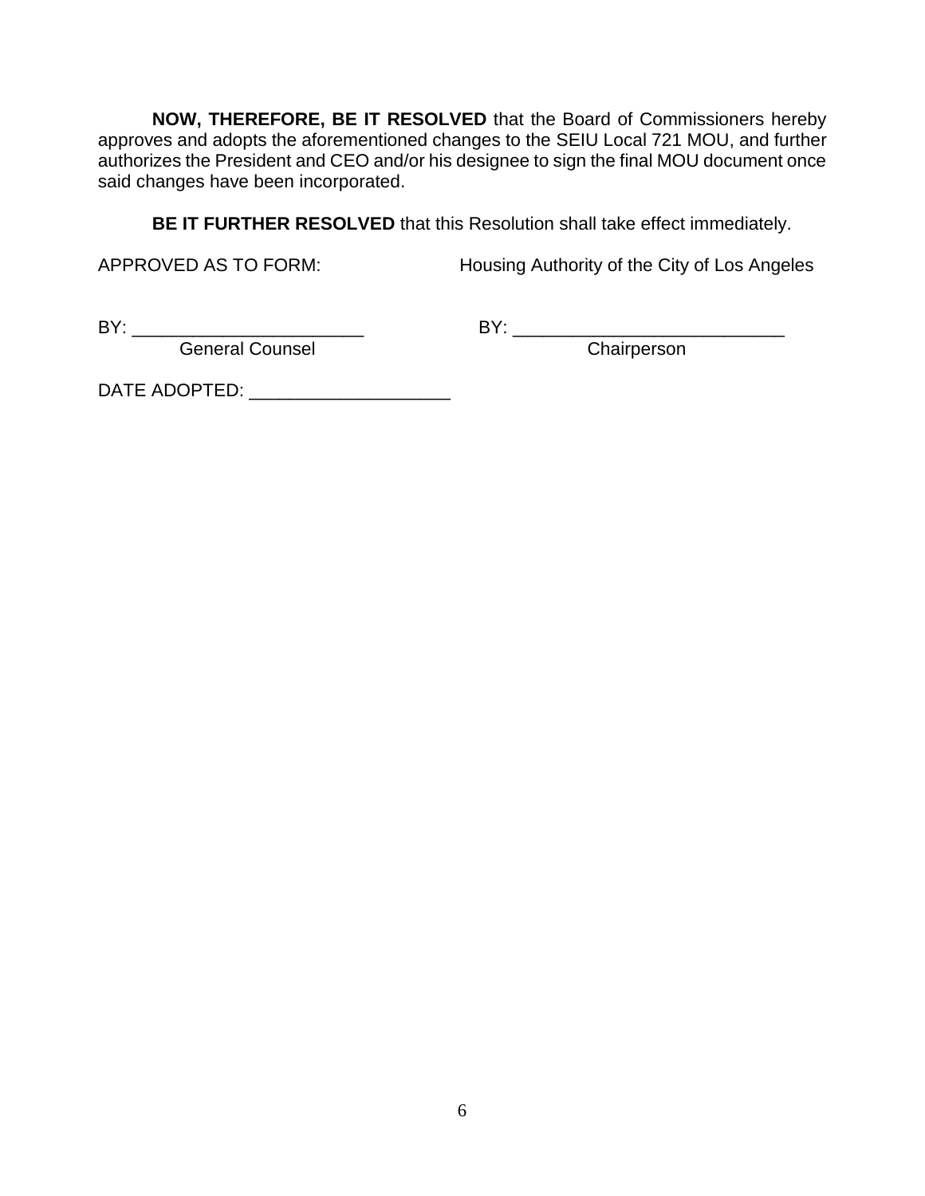**NOW, THEREFORE, BE IT RESOLVED** that the Board of Commissioners hereby approves and adopts the aforementioned changes to the SEIU Local 721 MOU, and further authorizes the President and CEO and/or his designee to sign the final MOU document once said changes have been incorporated.

**BE IT FURTHER RESOLVED** that this Resolution shall take effect immediately.

APPROVED AS TO FORM: Housing Authority of the City of Los Angeles

BY: ________________________
General Counsel

BY: ____________________________
Chairperson

DATE ADOPTED: ____________________